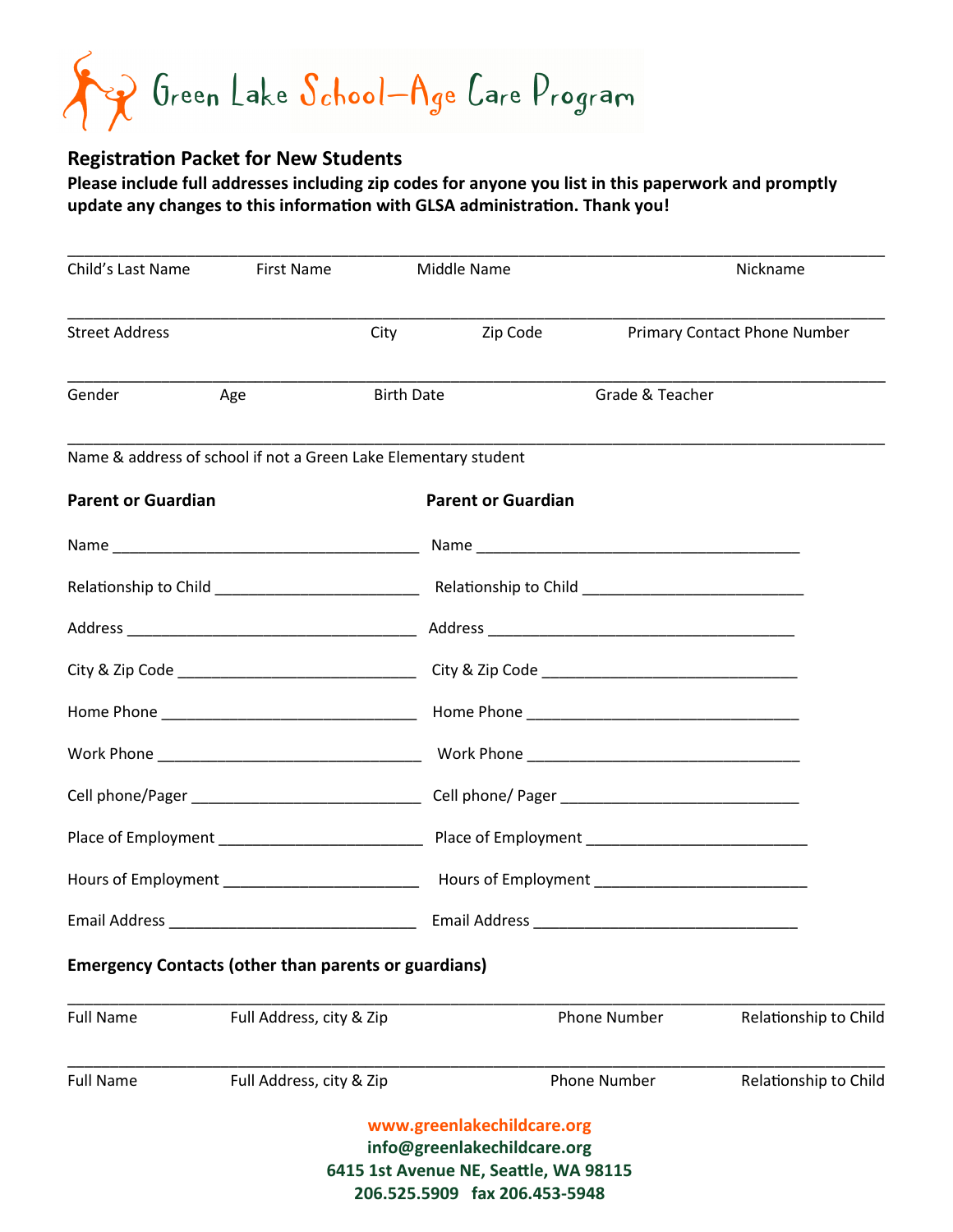# Green Lake School-Age Care Program

## Registration Packet for New Students

**Please include full addresses including zip codes for anyone you list in this paperwork and promptly update any changes to this information with GLSA administration. Thank you!**

______________________________________________________________________________________

Child's Last Name    First Name    Middle Name    Nickname

______________________________________________________________________________________

Street Address    City    Zip Code    Primary Contact Phone Number

______________________________________________________________________________________

Gender    Age    Birth Date    Grade & Teacher

______________________________________________________________________________________

Name & address of school if not a Green Lake Elementary student

| **Parent or Guardian** | **Parent or Guardian** |
|---|---|
| Name ______________________ | Name ______________________ |
| Relationship to Child ______________ | Relationship to Child ______________ |
| Address ______________________ | Address ______________________ |
| City & Zip Code ________________ | City & Zip Code ________________ |
| Home Phone __________________ | Home Phone __________________ |
| Work Phone __________________ | Work Phone __________________ |
| Cell phone/Pager ______________ | Cell phone/ Pager ______________ |
| Place of Employment ____________ | Place of Employment ____________ |
| Hours of Employment ____________ | Hours of Employment ____________ |
| Email Address ________________ | Email Address ________________ |

**Emergency Contacts (other than parents or guardians)**

______________________________________________________________________________________

Full Name    Full Address, city & Zip    Phone Number    Relationship to Child

______________________________________________________________________________________

Full Name    Full Address, city & Zip    Phone Number    Relationship to Child

**www.greenlakechildcare.org**
**info@greenlakechildcare.org**
**6415 1st Avenue NE, Seattle, WA 98115**
**206.525.5909 fax 206.453-5948**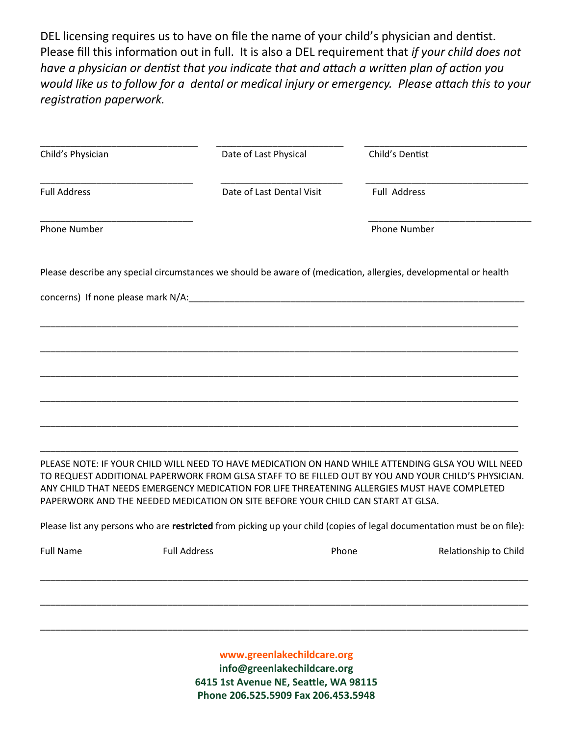DEL licensing requires us to have on file the name of your child's physician and dentist. Please fill this information out in full. It is also a DEL requirement that *if your child does not have a physician or dentist that you indicate that and attach a written plan of action you would like us to follow for a dental or medical injury or emergency. Please attach this to your registration paperwork.*

| | | |
|---|---|---|
| ______________________________ | ________________________ | ______________________________ |
| Child's Physician | Date of Last Physical | Child's Dentist |
| ______________________________ | ________________________ | ______________________________ |
| Full Address | Date of Last Dental Visit | Full Address |
| ______________________________ | | ______________________________ |
| Phone Number | | Phone Number |

Please describe any special circumstances we should be aware of (medication, allergies, developmental or health concerns) If none please mark N/A:_______________________________________________________________

______________________________________________________________________________________

______________________________________________________________________________________

______________________________________________________________________________________

______________________________________________________________________________________

______________________________________________________________________________________

______________________________________________________________________________________

PLEASE NOTE: IF YOUR CHILD WILL NEED TO HAVE MEDICATION ON HAND WHILE ATTENDING GLSA YOU WILL NEED TO REQUEST ADDITIONAL PAPERWORK FROM GLSA STAFF TO BE FILLED OUT BY YOU AND YOUR CHILD'S PHYSICIAN. ANY CHILD THAT NEEDS EMERGENCY MEDICATION FOR LIFE THREATENING ALLERGIES MUST HAVE COMPLETED PAPERWORK AND THE NEEDED MEDICATION ON SITE BEFORE YOUR CHILD CAN START AT GLSA.

Please list any persons who are **restricted** from picking up your child (copies of legal documentation must be on file):

| Full Name | Full Address | Phone | Relationship to Child |
|---|---|---|---|
| | | | |
| | | | |
| | | | |

**www.greenlakechildcare.org**
**info@greenlakechildcare.org**
**6415 1st Avenue NE, Seattle, WA 98115**
**Phone 206.525.5909 Fax 206.453.5948**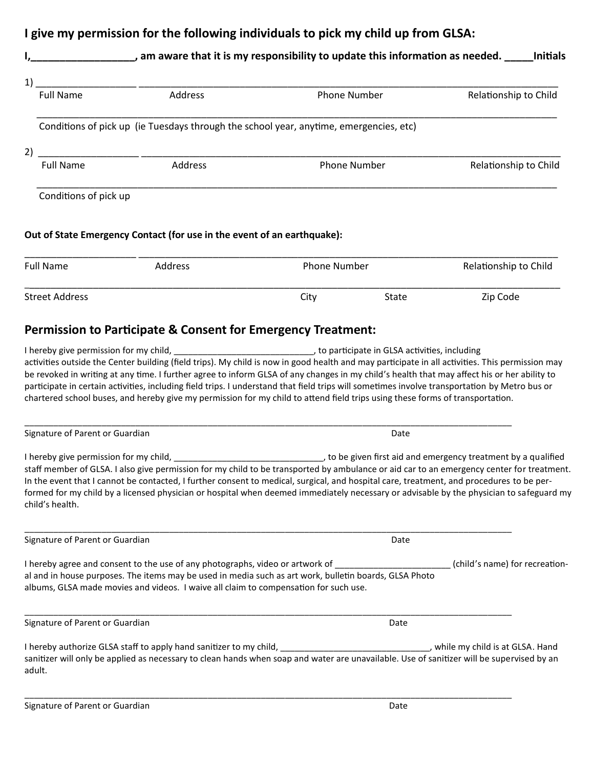## I give my permission for the following individuals to pick my child up from GLSA:

**I,__________________, am aware that it is my responsibility to update this information as needed. _____Initials**

1) __________________ ______________________________________________________________________________

Full Name Address Phone Number Relationship to Child

________________________________________________________________________________________________

Conditions of pick up (ie Tuesdays through the school year, anytime, emergencies, etc)

2) __________________ ______________________________________________________________________________

Full Name Address Phone Number Relationship to Child

________________________________________________________________________________________________

Conditions of pick up

**Out of State Emergency Contact (for use in the event of an earthquake):**

____________________ ______________________________________________________________________________

Full Name Address Phone Number Relationship to Child

________________________________________________________________________________________________

Street Address City State Zip Code

## Permission to Participate & Consent for Emergency Treatment:

I hereby give permission for my child, ____________________________, to participate in GLSA activities, including activities outside the Center building (field trips). My child is now in good health and may participate in all activities. This permission may be revoked in writing at any time. I further agree to inform GLSA of any changes in my child's health that may affect his or her ability to participate in certain activities, including field trips. I understand that field trips will sometimes involve transportation by Metro bus or chartered school buses, and hereby give my permission for my child to attend field trips using these forms of transportation.

________________________________________________________________________________________________

Signature of Parent or Guardian Date

I hereby give permission for my child, ______________________________, to be given first aid and emergency treatment by a qualified staff member of GLSA. I also give permission for my child to be transported by ambulance or aid car to an emergency center for treatment. In the event that I cannot be contacted, I further consent to medical, surgical, and hospital care, treatment, and procedures to be performed for my child by a licensed physician or hospital when deemed immediately necessary or advisable by the physician to safeguard my child's health.

________________________________________________________________________________________________

Signature of Parent or Guardian Date

I hereby agree and consent to the use of any photographs, video or artwork of ________________________ (child's name) for recreational and in house purposes. The items may be used in media such as art work, bulletin boards, GLSA Photo albums, GLSA made movies and videos. I waive all claim to compensation for such use.

________________________________________________________________________________________________

Signature of Parent or Guardian Date

I hereby authorize GLSA staff to apply hand sanitizer to my child, ______________________________, while my child is at GLSA. Hand sanitizer will only be applied as necessary to clean hands when soap and water are unavailable. Use of sanitizer will be supervised by an adult.

________________________________________________________________________________________________

Signature of Parent or Guardian Date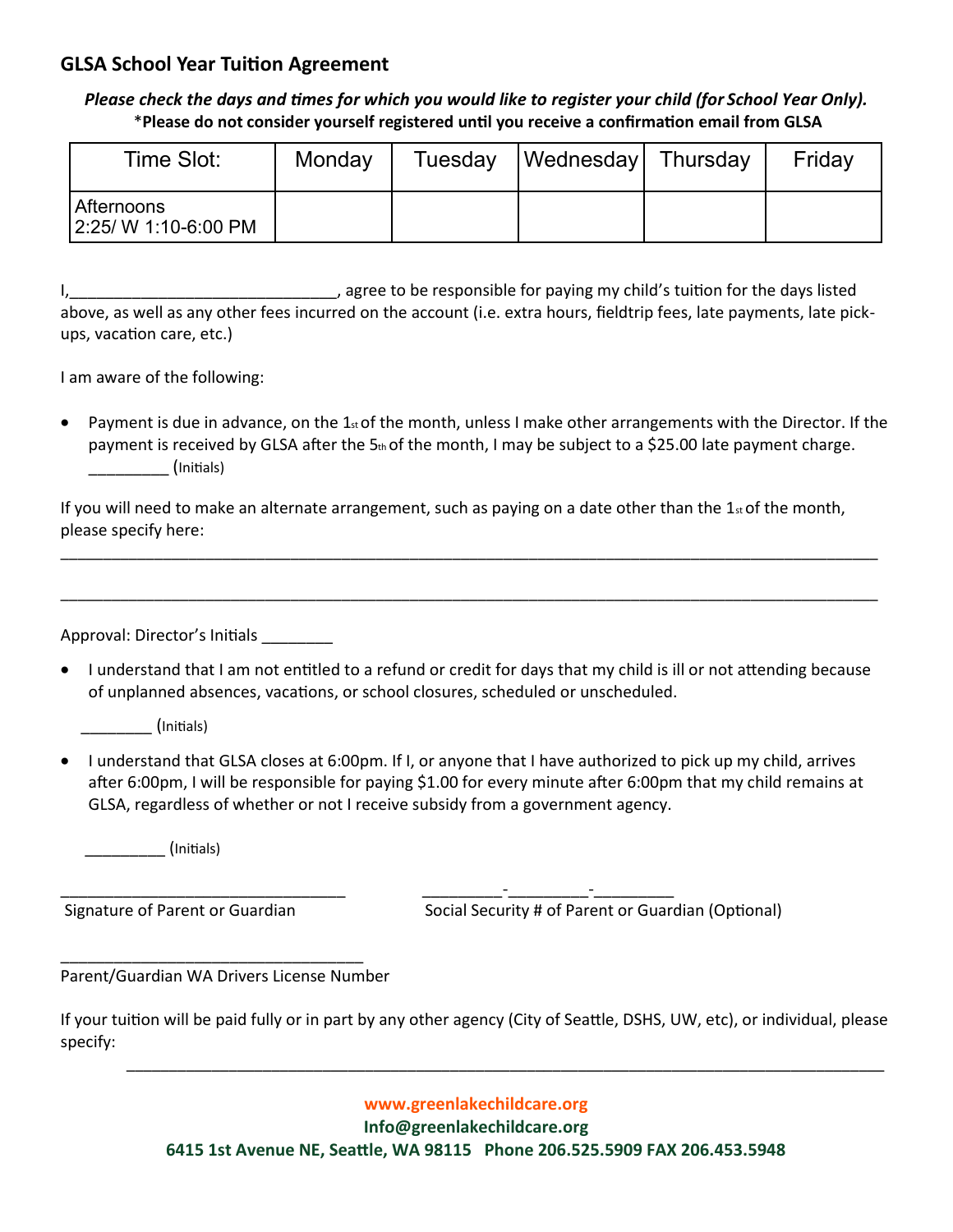## GLSA School Year Tuition Agreement

***Please check the days and times for which you would like to register your child (for School Year Only).***

**\*Please do not consider yourself registered until you receive a confirmation email from GLSA**

| Time Slot: | Monday | Tuesday | Wednesday | Thursday | Friday |
|---|---|---|---|---|---|
| Afternoons 2:25/ W 1:10-6:00 PM | | | | | |

I,______________________________, agree to be responsible for paying my child's tuition for the days listed above, as well as any other fees incurred on the account (i.e. extra hours, fieldtrip fees, late payments, late pick-ups, vacation care, etc.)

I am aware of the following:

- Payment is due in advance, on the 1st of the month, unless I make other arrangements with the Director. If the payment is received by GLSA after the 5th of the month, I may be subject to a $25.00 late payment charge. _________ (Initials)

If you will need to make an alternate arrangement, such as paying on a date other than the 1st of the month, please specify here:

____________________________________________________________________________________________

____________________________________________________________________________________________

Approval: Director's Initials ________

- I understand that I am not entitled to a refund or credit for days that my child is ill or not attending because of unplanned absences, vacations, or school closures, scheduled or unscheduled.

________ (Initials)

- I understand that GLSA closes at 6:00pm. If I, or anyone that I have authorized to pick up my child, arrives after 6:00pm, I will be responsible for paying $1.00 for every minute after 6:00pm that my child remains at GLSA, regardless of whether or not I receive subsidy from a government agency.

_________ (Initials)

________________________________ Signature of Parent or Guardian

_________-_________-_________ Social Security # of Parent or Guardian (Optional)

__________________________________ Parent/Guardian WA Drivers License Number

If your tuition will be paid fully or in part by any other agency (City of Seattle, DSHS, UW, etc), or individual, please specify:

____________________________________________________________________________________________

**www.greenlakechildcare.org**
**Info@greenlakechildcare.org**
**6415 1st Avenue NE, Seattle, WA 98115 Phone 206.525.5909 FAX 206.453.5948**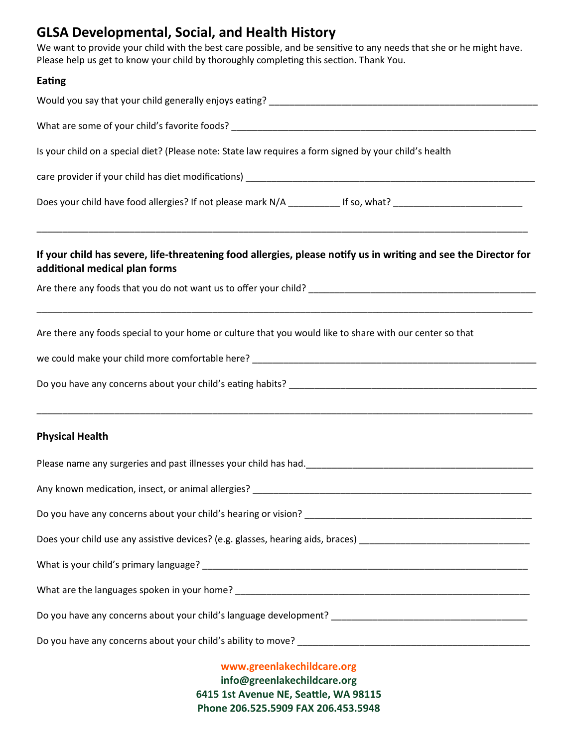# GLSA Developmental, Social, and Health History

We want to provide your child with the best care possible, and be sensitive to any needs that she or he might have. Please help us get to know your child by thoroughly completing this section. Thank You.

## Eating

Would you say that your child generally enjoys eating? ______________________________________________________

What are some of your child's favorite foods? ____________________________________________________________

Is your child on a special diet? (Please note: State law requires a form signed by your child's health

care provider if your child has diet modifications) _______________________________________________________

Does your child have food allergies? If not please mark N/A __________ If so, what? _________________________

____________________________________________________________________________________________________

**If your child has severe, life-threatening food allergies, please notify us in writing and see the Director for additional medical plan forms**

Are there any foods that you do not want us to offer your child? _____________________________________________

____________________________________________________________________________________________________

Are there any foods special to your home or culture that you would like to share with our center so that

we could make your child more comfortable here? _______________________________________________________

Do you have any concerns about your child's eating habits? ________________________________________________

____________________________________________________________________________________________________

## Physical Health

Please name any surgeries and past illnesses your child has had.______________________________________________

Any known medication, insect, or animal allergies? _______________________________________________________

Do you have any concerns about your child's hearing or vision? _____________________________________________

Does your child use any assistive devices? (e.g. glasses, hearing aids, braces) _________________________________

What is your child's primary language? __________________________________________________________________

What are the languages spoken in your home? ____________________________________________________________

Do you have any concerns about your child's language development? ________________________________________

Do you have any concerns about your child's ability to move? ______________________________________________

**www.greenlakechildcare.org**
**info@greenlakechildcare.org**
**6415 1st Avenue NE, Seattle, WA 98115**
**Phone 206.525.5909 FAX 206.453.5948**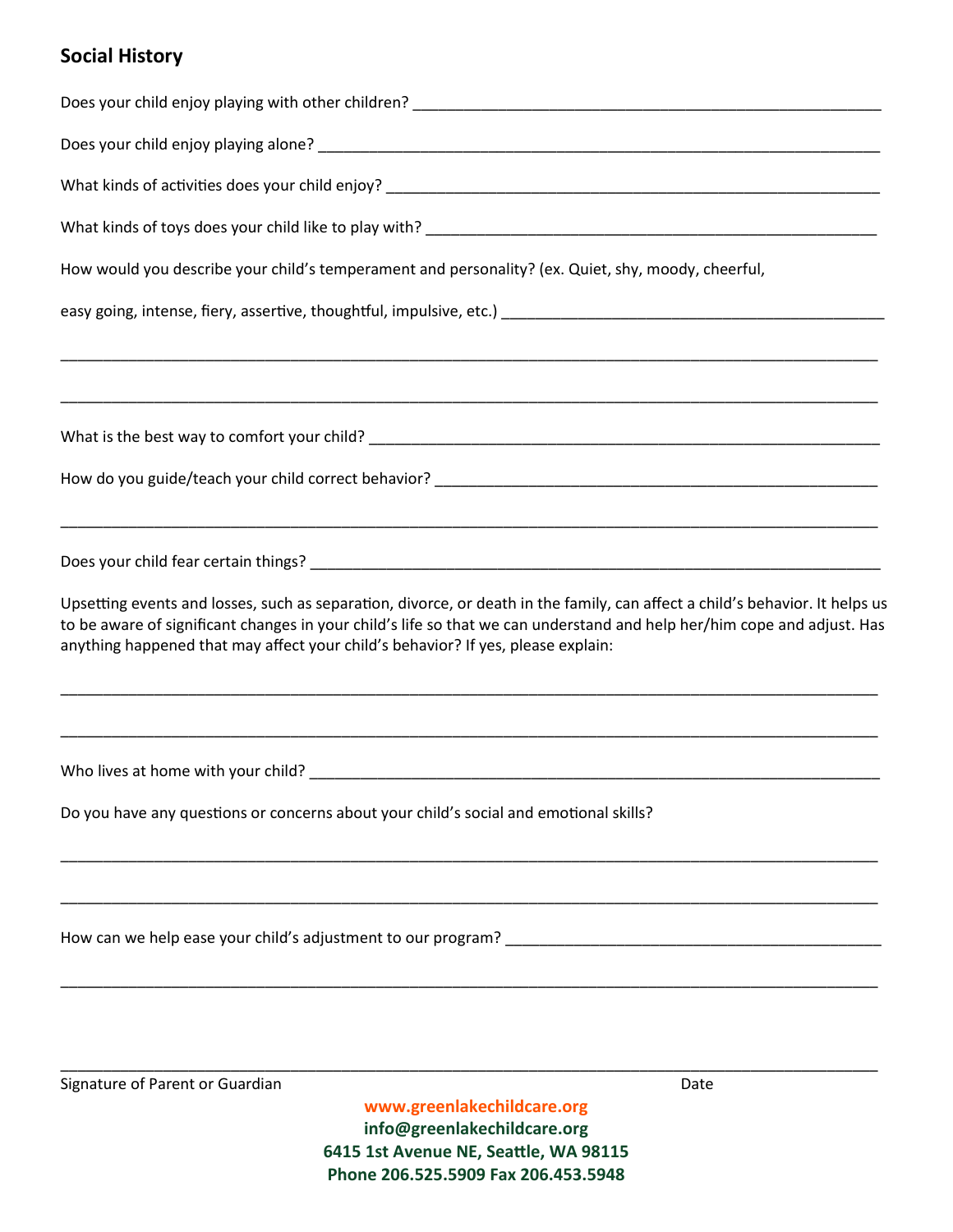## Social History

Does your child enjoy playing with other children? ______________________________________________

Does your child enjoy playing alone? ______________________________________________

What kinds of activities does your child enjoy? ______________________________________________

What kinds of toys does your child like to play with? ______________________________________________

How would you describe your child's temperament and personality? (ex. Quiet, shy, moody, cheerful,

easy going, intense, fiery, assertive, thoughtful, impulsive, etc.) ______________________________________________

______________________________________________________________________________

______________________________________________________________________________

What is the best way to comfort your child? ______________________________________________

How do you guide/teach your child correct behavior? ______________________________________________

______________________________________________________________________________

Does your child fear certain things? ______________________________________________

Upsetting events and losses, such as separation, divorce, or death in the family, can affect a child's behavior. It helps us to be aware of significant changes in your child's life so that we can understand and help her/him cope and adjust. Has anything happened that may affect your child's behavior? If yes, please explain:

______________________________________________________________________________

______________________________________________________________________________

Who lives at home with your child? ______________________________________________

Do you have any questions or concerns about your child's social and emotional skills?

______________________________________________________________________________

______________________________________________________________________________

How can we help ease your child's adjustment to our program? ______________________________________________

______________________________________________________________________________

______________________________________________________________________________

Signature of Parent or Guardian                                        Date

**www.greenlakechildcare.org**
**info@greenlakechildcare.org**
**6415 1st Avenue NE, Seattle, WA 98115**
**Phone 206.525.5909 Fax 206.453.5948**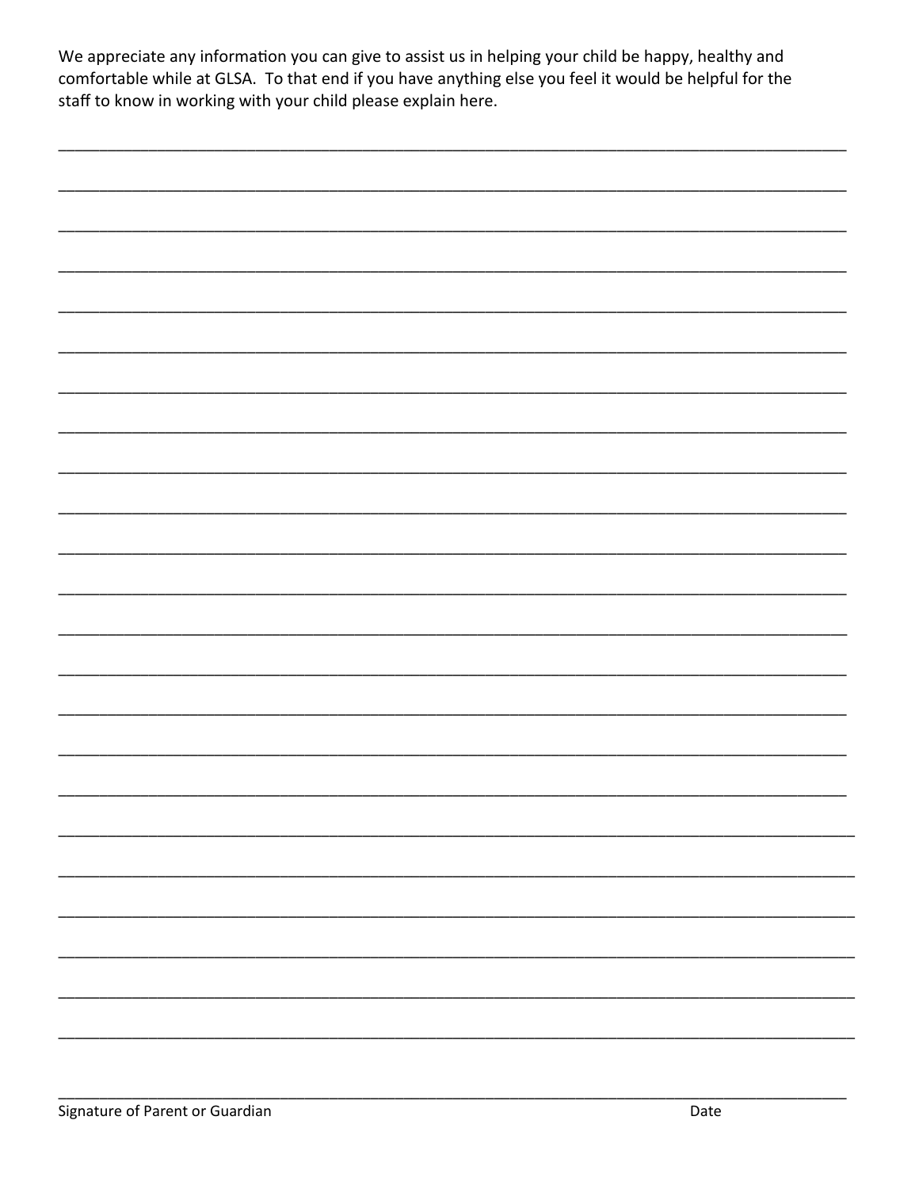We appreciate any information you can give to assist us in helping your child be happy, healthy and comfortable while at GLSA. To that end if you have anything else you feel it would be helpful for the staff to know in working with your child please explain here.

______________________________________________________________________________

______________________________________________________________________________

______________________________________________________________________________

______________________________________________________________________________

______________________________________________________________________________

______________________________________________________________________________

______________________________________________________________________________

______________________________________________________________________________

______________________________________________________________________________

______________________________________________________________________________

______________________________________________________________________________

______________________________________________________________________________

______________________________________________________________________________

______________________________________________________________________________

______________________________________________________________________________

______________________________________________________________________________

______________________________________________________________________________

______________________________________________________________________________

______________________________________________________________________________

______________________________________________________________________________

______________________________________________________________________________

______________________________________________________________________________

______________________________________________________________________________

______________________________________________________________________________

Signature of Parent or Guardian Date